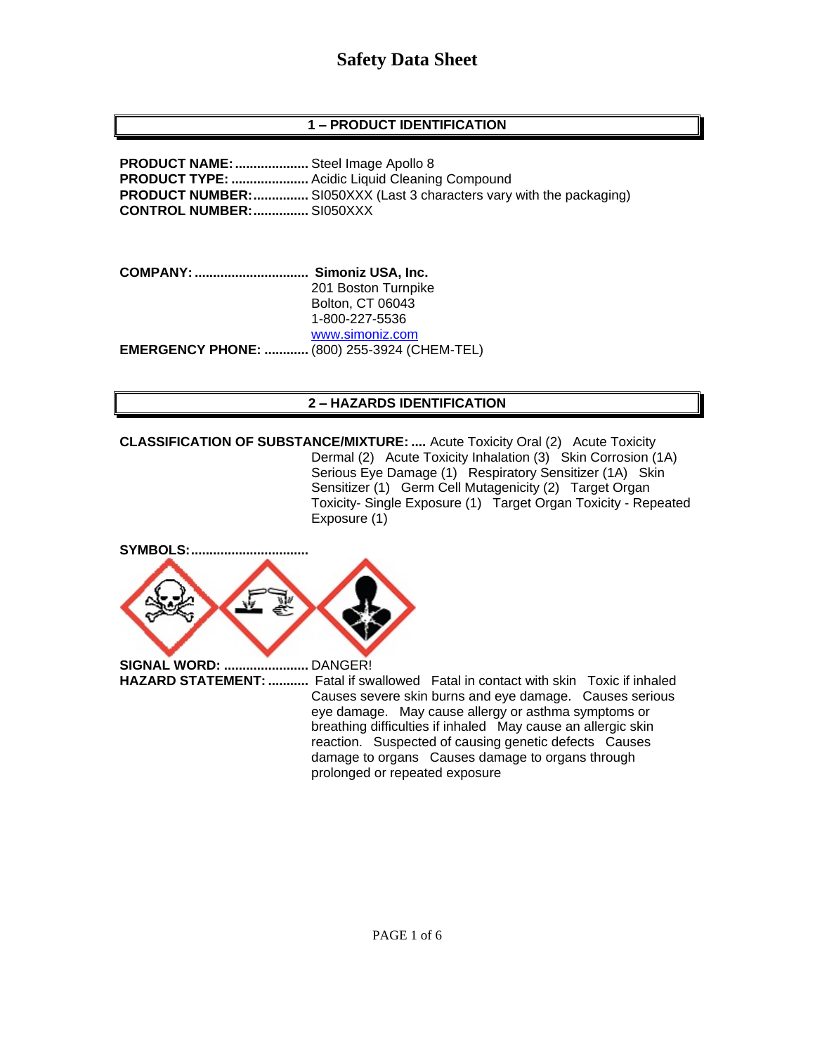# Safety Data Sheet

## 1 – PRODUCT IDENTIFICATION

**PRODUCT NAME:** .................... Steel Image Apollo 8
**PRODUCT TYPE:** ..................... Acidic Liquid Cleaning Compound
**PRODUCT NUMBER:** ............... SI050XXX (Last 3 characters vary with the packaging)
**CONTROL NUMBER:** ............... SI050XXX

**COMPANY:** ............................... **Simoniz USA, Inc.**
201 Boston Turnpike
Bolton, CT 06043
1-800-227-5536
www.simoniz.com
**EMERGENCY PHONE:** ............ (800) 255-3924 (CHEM-TEL)

## 2 – HAZARDS IDENTIFICATION

**CLASSIFICATION OF SUBSTANCE/MIXTURE:** .... Acute Toxicity Oral (2) Acute Toxicity Dermal (2) Acute Toxicity Inhalation (3) Skin Corrosion (1A) Serious Eye Damage (1) Respiratory Sensitizer (1A) Skin Sensitizer (1) Germ Cell Mutagenicity (2) Target Organ Toxicity- Single Exposure (1) Target Organ Toxicity - Repeated Exposure (1)

**SYMBOLS:**................................

**SIGNAL WORD:** ....................... DANGER!
**HAZARD STATEMENT:** ........... Fatal if swallowed Fatal in contact with skin Toxic if inhaled Causes severe skin burns and eye damage. Causes serious eye damage. May cause allergy or asthma symptoms or breathing difficulties if inhaled May cause an allergic skin reaction. Suspected of causing genetic defects Causes damage to organs Causes damage to organs through prolonged or repeated exposure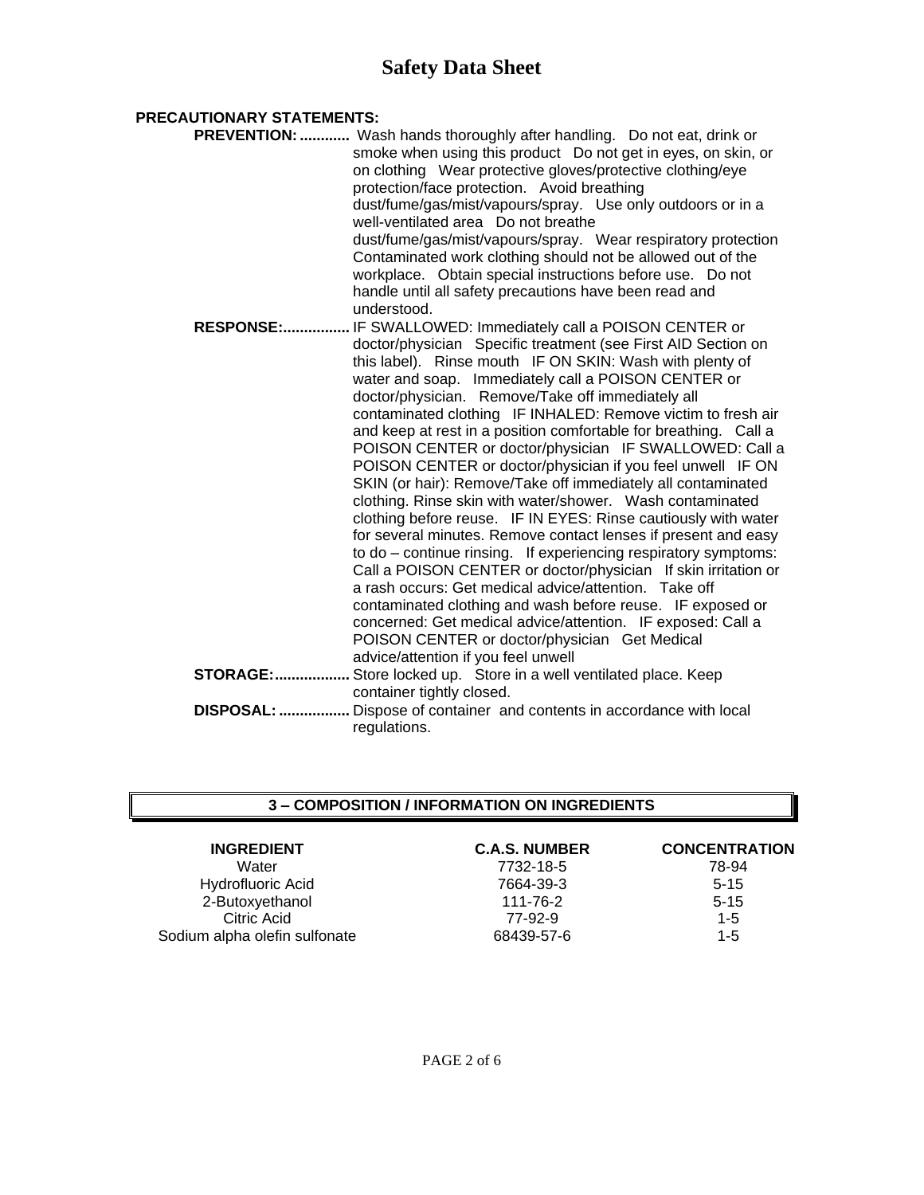**PRECAUTIONARY STATEMENTS:**

**PREVENTION:** ............ Wash hands thoroughly after handling. Do not eat, drink or smoke when using this product Do not get in eyes, on skin, or on clothing Wear protective gloves/protective clothing/eye protection/face protection. Avoid breathing dust/fume/gas/mist/vapours/spray. Use only outdoors or in a well-ventilated area Do not breathe dust/fume/gas/mist/vapours/spray. Wear respiratory protection Contaminated work clothing should not be allowed out of the workplace. Obtain special instructions before use. Do not handle until all safety precautions have been read and understood.

**RESPONSE:**................ IF SWALLOWED: Immediately call a POISON CENTER or doctor/physician Specific treatment (see First AID Section on this label). Rinse mouth IF ON SKIN: Wash with plenty of water and soap. Immediately call a POISON CENTER or doctor/physician. Remove/Take off immediately all contaminated clothing IF INHALED: Remove victim to fresh air and keep at rest in a position comfortable for breathing. Call a POISON CENTER or doctor/physician IF SWALLOWED: Call a POISON CENTER or doctor/physician if you feel unwell IF ON SKIN (or hair): Remove/Take off immediately all contaminated clothing. Rinse skin with water/shower. Wash contaminated clothing before reuse. IF IN EYES: Rinse cautiously with water for several minutes. Remove contact lenses if present and easy to do – continue rinsing. If experiencing respiratory symptoms: Call a POISON CENTER or doctor/physician If skin irritation or a rash occurs: Get medical advice/attention. Take off contaminated clothing and wash before reuse. IF exposed or concerned: Get medical advice/attention. IF exposed: Call a POISON CENTER or doctor/physician Get Medical advice/attention if you feel unwell

**STORAGE:**.................. Store locked up. Store in a well ventilated place. Keep container tightly closed.

**DISPOSAL:** ................. Dispose of container and contents in accordance with local regulations.

## 3 – COMPOSITION / INFORMATION ON INGREDIENTS

| INGREDIENT | C.A.S. NUMBER | CONCENTRATION |
|---|---|---|
| Water | 7732-18-5 | 78-94 |
| Hydrofluoric Acid | 7664-39-3 | 5-15 |
| 2-Butoxyethanol | 111-76-2 | 5-15 |
| Citric Acid | 77-92-9 | 1-5 |
| Sodium alpha olefin sulfonate | 68439-57-6 | 1-5 |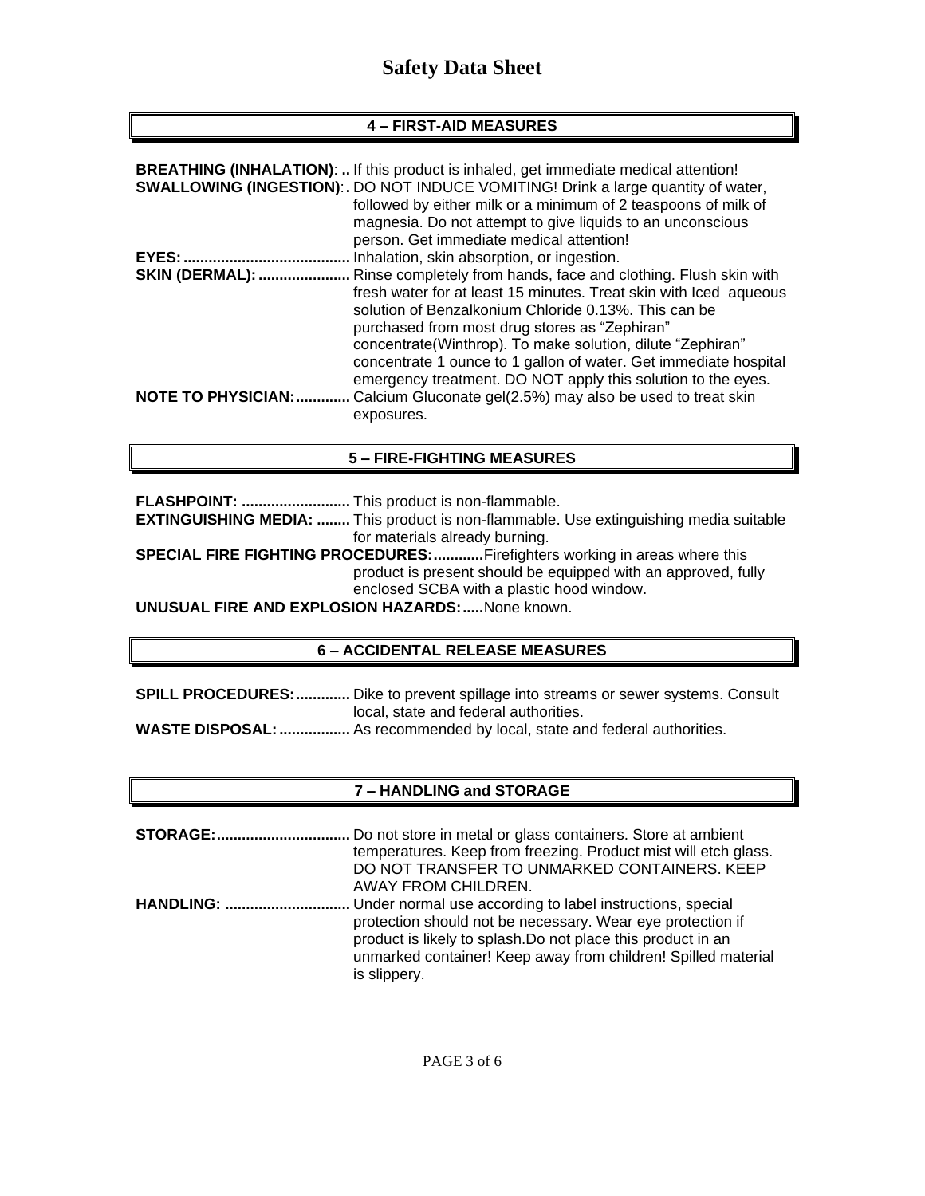# Safety Data Sheet

## 4 – FIRST-AID MEASURES

**BREATHING (INHALATION)**: .. If this product is inhaled, get immediate medical attention!

**SWALLOWING (INGESTION)**: . DO NOT INDUCE VOMITING! Drink a large quantity of water, followed by either milk or a minimum of 2 teaspoons of milk of magnesia. Do not attempt to give liquids to an unconscious person. Get immediate medical attention!

**EYES:** ........................................ Inhalation, skin absorption, or ingestion.

**SKIN (DERMAL):** ...................... Rinse completely from hands, face and clothing. Flush skin with fresh water for at least 15 minutes. Treat skin with Iced aqueous solution of Benzalkonium Chloride 0.13%. This can be purchased from most drug stores as "Zephiran" concentrate(Winthrop). To make solution, dilute "Zephiran" concentrate 1 ounce to 1 gallon of water. Get immediate hospital emergency treatment. DO NOT apply this solution to the eyes.

**NOTE TO PHYSICIAN:** ............. Calcium Gluconate gel(2.5%) may also be used to treat skin exposures.

## 5 – FIRE-FIGHTING MEASURES

**FLASHPOINT:** .......................... This product is non-flammable.

**EXTINGUISHING MEDIA:** ........ This product is non-flammable. Use extinguishing media suitable for materials already burning.

**SPECIAL FIRE FIGHTING PROCEDURES:** ............Firefighters working in areas where this product is present should be equipped with an approved, fully enclosed SCBA with a plastic hood window.

**UNUSUAL FIRE AND EXPLOSION HAZARDS:** .....None known.

## 6 – ACCIDENTAL RELEASE MEASURES

**SPILL PROCEDURES:** ............. Dike to prevent spillage into streams or sewer systems. Consult local, state and federal authorities.

**WASTE DISPOSAL:** ................. As recommended by local, state and federal authorities.

## 7 – HANDLING and STORAGE

**STORAGE:** ................................ Do not store in metal or glass containers. Store at ambient temperatures. Keep from freezing. Product mist will etch glass. DO NOT TRANSFER TO UNMARKED CONTAINERS. KEEP AWAY FROM CHILDREN.

**HANDLING:** .............................. Under normal use according to label instructions, special protection should not be necessary. Wear eye protection if product is likely to splash.Do not place this product in an unmarked container! Keep away from children! Spilled material is slippery.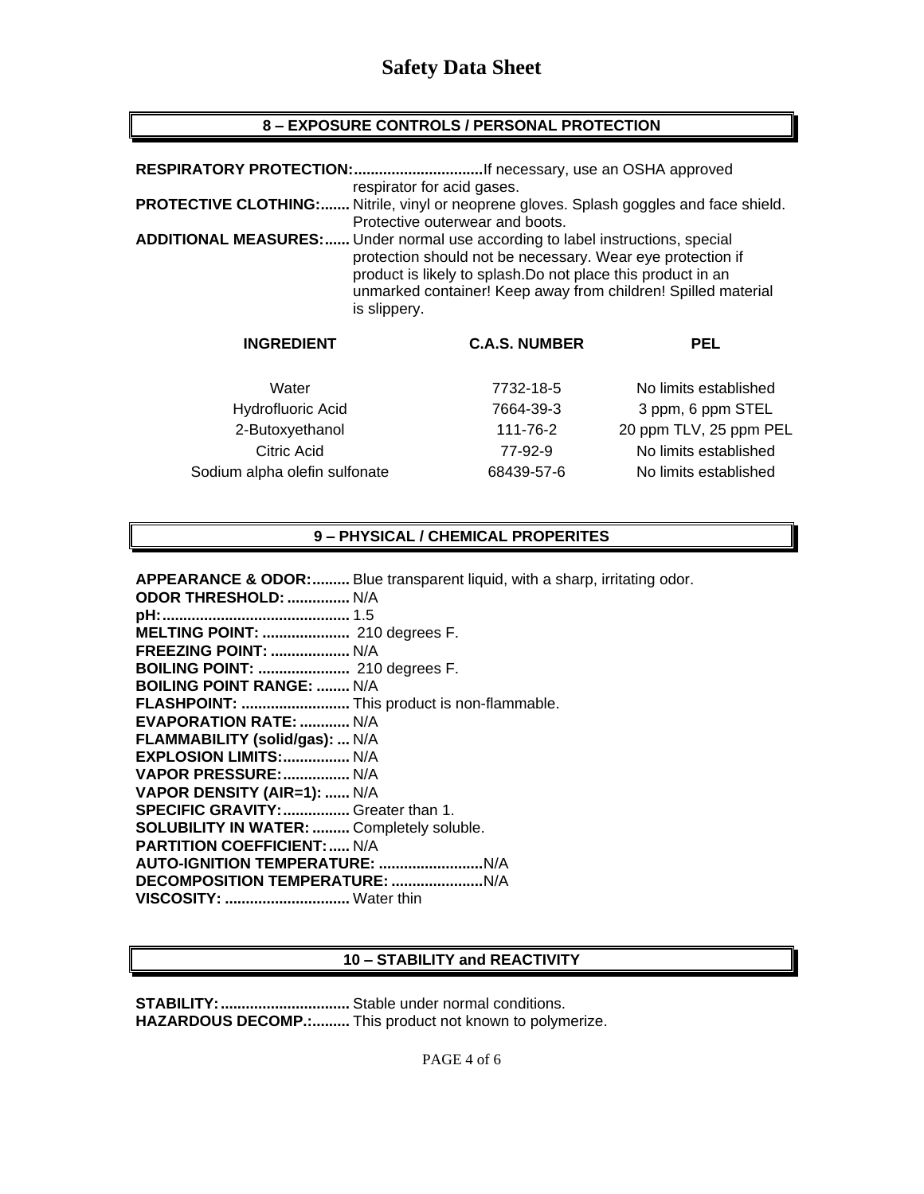# Safety Data Sheet

## 8 – EXPOSURE CONTROLS / PERSONAL PROTECTION

**RESPIRATORY PROTECTION:...............................** If necessary, use an OSHA approved respirator for acid gases.

**PROTECTIVE CLOTHING:.......** Nitrile, vinyl or neoprene gloves. Splash goggles and face shield. Protective outerwear and boots.

**ADDITIONAL MEASURES:......** Under normal use according to label instructions, special protection should not be necessary. Wear eye protection if product is likely to splash.Do not place this product in an unmarked container! Keep away from children! Spilled material is slippery.

| INGREDIENT | C.A.S. NUMBER | PEL |
|---|---|---|
| Water | 7732-18-5 | No limits established |
| Hydrofluoric Acid | 7664-39-3 | 3 ppm, 6 ppm STEL |
| 2-Butoxyethanol | 111-76-2 | 20 ppm TLV, 25 ppm PEL |
| Citric Acid | 77-92-9 | No limits established |
| Sodium alpha olefin sulfonate | 68439-57-6 | No limits established |

## 9 – PHYSICAL / CHEMICAL PROPERITES

**APPEARANCE & ODOR:.........** Blue transparent liquid, with a sharp, irritating odor.
**ODOR THRESHOLD: ...............** N/A
**pH:............................................** 1.5
**MELTING POINT: .....................** 210 degrees F.
**FREEZING POINT: ...................** N/A
**BOILING POINT: ......................** 210 degrees F.
**BOILING POINT RANGE: ........** N/A
**FLASHPOINT: ..........................** This product is non-flammable.
**EVAPORATION RATE: ............** N/A
**FLAMMABILITY (solid/gas): ...** N/A
**EXPLOSION LIMITS:................** N/A
**VAPOR PRESSURE:................** N/A
**VAPOR DENSITY (AIR=1): ......** N/A
**SPECIFIC GRAVITY:................** Greater than 1.
**SOLUBILITY IN WATER: .........** Completely soluble.
**PARTITION COEFFICIENT:.....** N/A
**AUTO-IGNITION TEMPERATURE: .........................** N/A
**DECOMPOSITION TEMPERATURE: ......................** N/A
**VISCOSITY: ..............................** Water thin

## 10 – STABILITY and REACTIVITY

**STABILITY:...............................** Stable under normal conditions.
**HAZARDOUS DECOMP.:.........** This product not known to polymerize.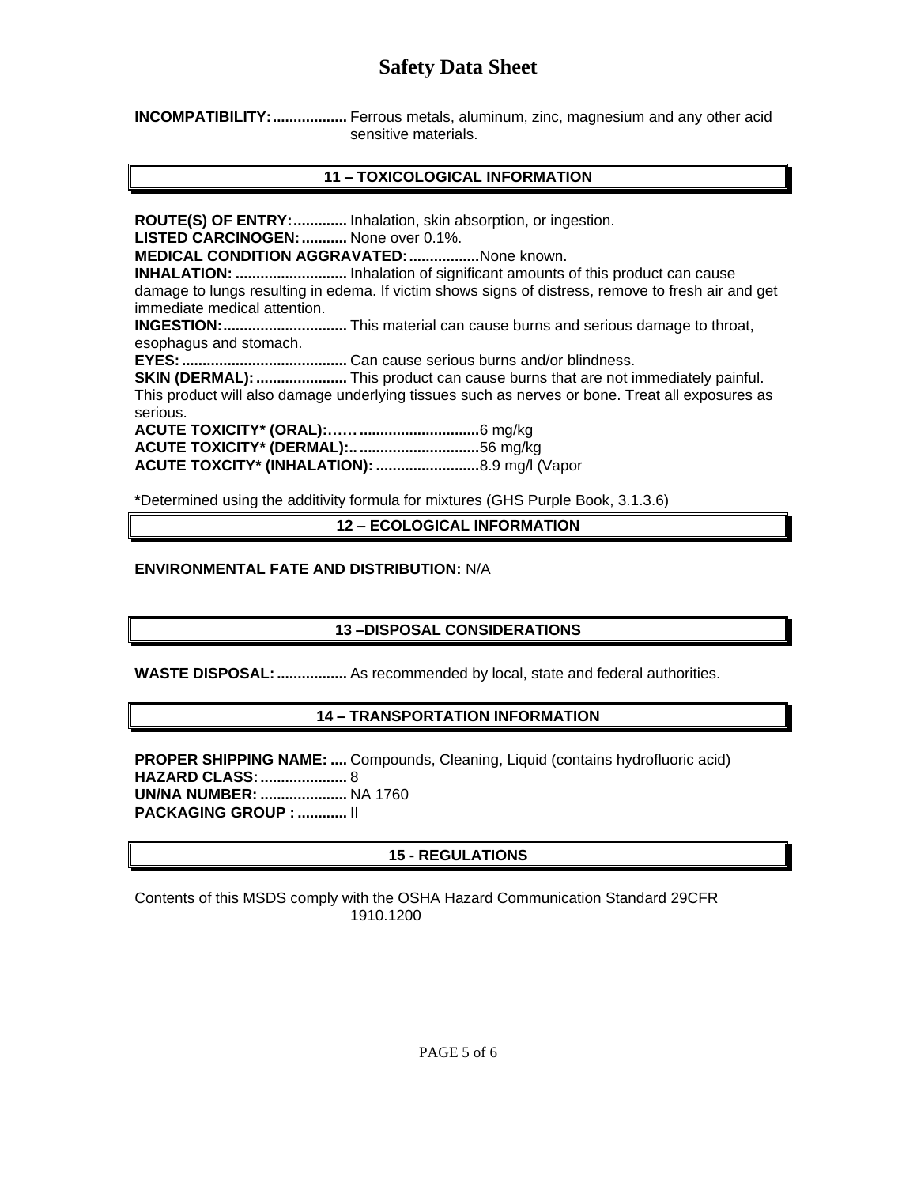**INCOMPATIBILITY:..................** Ferrous metals, aluminum, zinc, magnesium and any other acid sensitive materials.

## 11 – TOXICOLOGICAL INFORMATION

**ROUTE(S) OF ENTRY:.............** Inhalation, skin absorption, or ingestion.
**LISTED CARCINOGEN:...........** None over 0.1%.
**MEDICAL CONDITION AGGRAVATED:.................** None known.
**INHALATION: ...........................** Inhalation of significant amounts of this product can cause damage to lungs resulting in edema. If victim shows signs of distress, remove to fresh air and get immediate medical attention.
**INGESTION:..............................** This material can cause burns and serious damage to throat, esophagus and stomach.
**EYES:........................................** Can cause serious burns and/or blindness.
**SKIN (DERMAL):......................** This product can cause burns that are not immediately painful. This product will also damage underlying tissues such as nerves or bone. Treat all exposures as serious.
**ACUTE TOXICITY* (ORAL):…… ............................** 6 mg/kg
**ACUTE TOXICITY* (DERMAL):.. ............................** 56 mg/kg
**ACUTE TOXCITY* (INHALATION): .........................** 8.9 mg/l (Vapor

**\***Determined using the additivity formula for mixtures (GHS Purple Book, 3.1.3.6)

## 12 – ECOLOGICAL INFORMATION

**ENVIRONMENTAL FATE AND DISTRIBUTION:** N/A

## 13 –DISPOSAL CONSIDERATIONS

**WASTE DISPOSAL:.................** As recommended by local, state and federal authorities.

## 14 – TRANSPORTATION INFORMATION

**PROPER SHIPPING NAME: ....** Compounds, Cleaning, Liquid (contains hydrofluoric acid)
**HAZARD CLASS:.....................** 8
**UN/NA NUMBER: .....................** NA 1760
**PACKAGING GROUP : ............** II

## 15 - REGULATIONS

Contents of this MSDS comply with the OSHA Hazard Communication Standard 29CFR 1910.1200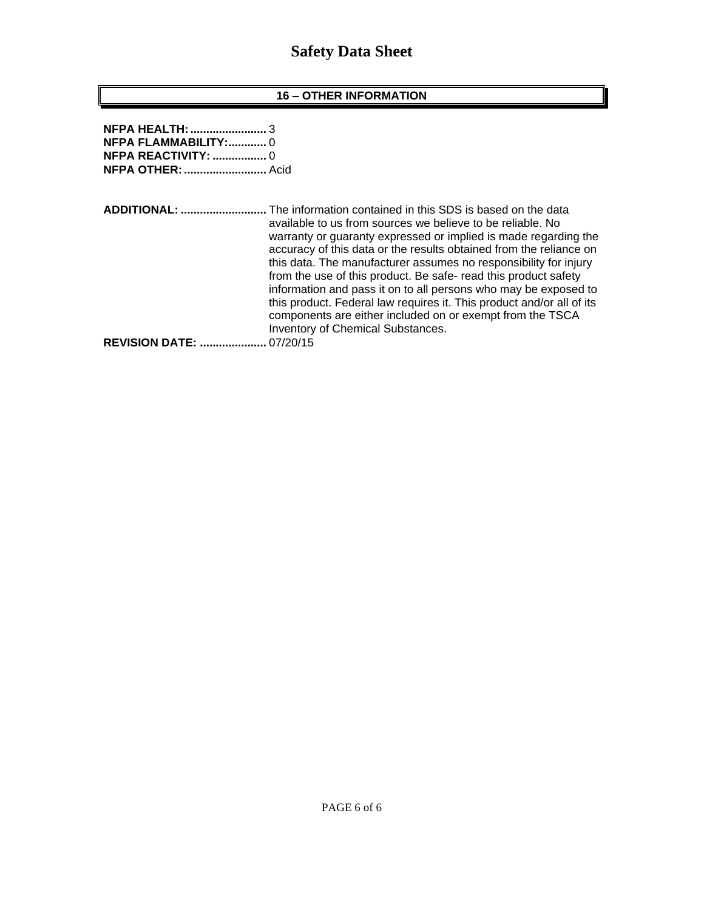# Safety Data Sheet

## 16 – OTHER INFORMATION

**NFPA HEALTH:** ........................ 3
**NFPA FLAMMABILITY:** ............ 0
**NFPA REACTIVITY:** ................. 0
**NFPA OTHER:** .......................... Acid

**ADDITIONAL:** ........................... The information contained in this SDS is based on the data available to us from sources we believe to be reliable. No warranty or guaranty expressed or implied is made regarding the accuracy of this data or the results obtained from the reliance on this data. The manufacturer assumes no responsibility for injury from the use of this product. Be safe- read this product safety information and pass it on to all persons who may be exposed to this product. Federal law requires it. This product and/or all of its components are either included on or exempt from the TSCA Inventory of Chemical Substances.

**REVISION DATE:** ..................... 07/20/15